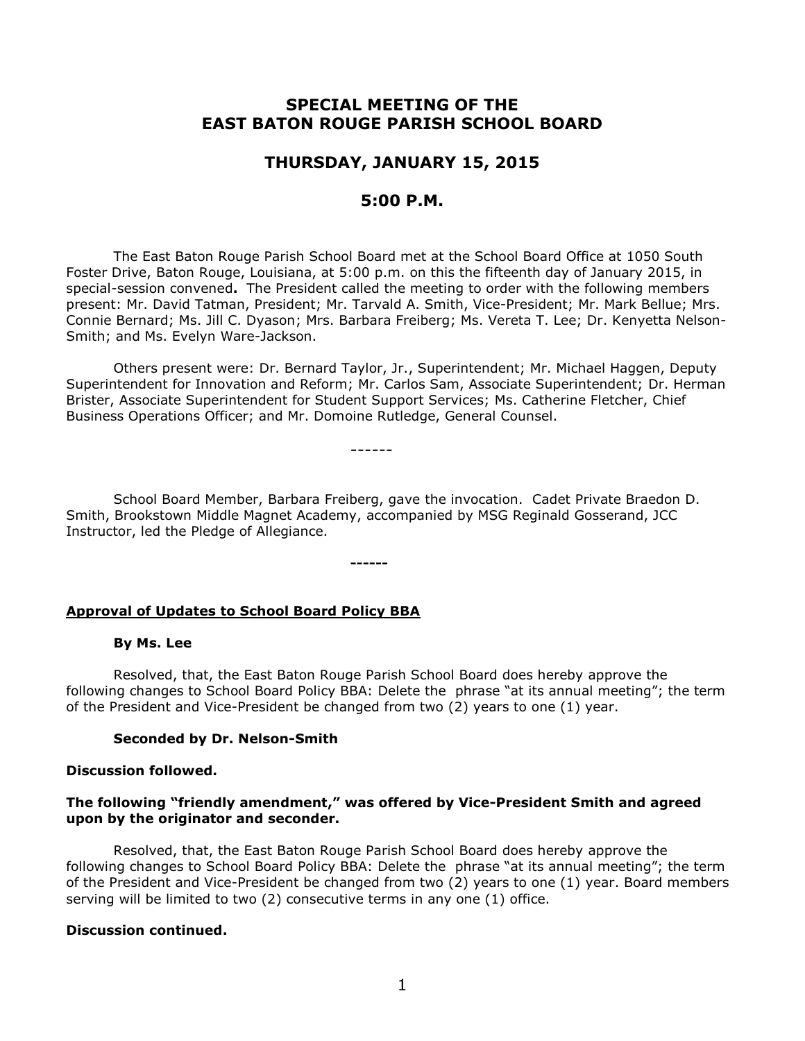# SPECIAL MEETING OF THE EAST BATON ROUGE PARISH SCHOOL BOARD

## THURSDAY, JANUARY 15, 2015

## 5:00 P.M.

The East Baton Rouge Parish School Board met at the School Board Office at 1050 South Foster Drive, Baton Rouge, Louisiana, at 5:00 p.m. on this the fifteenth day of January 2015, in special-session convened**.** The President called the meeting to order with the following members present: Mr. David Tatman, President; Mr. Tarvald A. Smith, Vice-President; Mr. Mark Bellue; Mrs. Connie Bernard; Ms. Jill C. Dyason; Mrs. Barbara Freiberg; Ms. Vereta T. Lee; Dr. Kenyetta Nelson-Smith; and Ms. Evelyn Ware-Jackson.

Others present were: Dr. Bernard Taylor, Jr., Superintendent; Mr. Michael Haggen, Deputy Superintendent for Innovation and Reform; Mr. Carlos Sam, Associate Superintendent; Dr. Herman Brister, Associate Superintendent for Student Support Services; Ms. Catherine Fletcher, Chief Business Operations Officer; and Mr. Domoine Rutledge, General Counsel.

------

School Board Member, Barbara Freiberg, gave the invocation. Cadet Private Braedon D. Smith, Brookstown Middle Magnet Academy, accompanied by MSG Reginald Gosserand, JCC Instructor, led the Pledge of Allegiance.

**------**

**Approval of Updates to School Board Policy BBA**

**By Ms. Lee**

Resolved, that, the East Baton Rouge Parish School Board does hereby approve the following changes to School Board Policy BBA: Delete the phrase "at its annual meeting"; the term of the President and Vice-President be changed from two (2) years to one (1) year.

**Seconded by Dr. Nelson-Smith**

**Discussion followed.**

**The following "friendly amendment," was offered by Vice-President Smith and agreed upon by the originator and seconder.**

Resolved, that, the East Baton Rouge Parish School Board does hereby approve the following changes to School Board Policy BBA: Delete the phrase "at its annual meeting"; the term of the President and Vice-President be changed from two (2) years to one (1) year. Board members serving will be limited to two (2) consecutive terms in any one (1) office.

**Discussion continued.**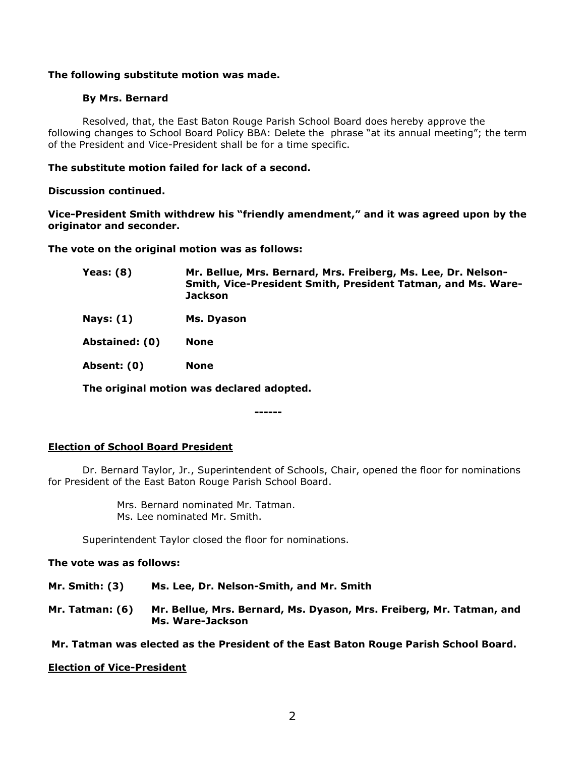**The following substitute motion was made.**

**By Mrs. Bernard**

Resolved, that, the East Baton Rouge Parish School Board does hereby approve the following changes to School Board Policy BBA: Delete the phrase "at its annual meeting"; the term of the President and Vice-President shall be for a time specific.

**The substitute motion failed for lack of a second.**

**Discussion continued.**

**Vice-President Smith withdrew his "friendly amendment," and it was agreed upon by the originator and seconder.**

**The vote on the original motion was as follows:**

| | |
|---|---|
| **Yeas: (8)** | **Mr. Bellue, Mrs. Bernard, Mrs. Freiberg, Ms. Lee, Dr. Nelson-Smith, Vice-President Smith, President Tatman, and Ms. Ware-Jackson** |
| **Nays: (1)** | **Ms. Dyason** |
| **Abstained: (0)** | **None** |
| **Absent: (0)** | **None** |

**The original motion was declared adopted.**

**------**

## Election of School Board President

Dr. Bernard Taylor, Jr., Superintendent of Schools, Chair, opened the floor for nominations for President of the East Baton Rouge Parish School Board.

Mrs. Bernard nominated Mr. Tatman.
Ms. Lee nominated Mr. Smith.

Superintendent Taylor closed the floor for nominations.

**The vote was as follows:**

| | |
|---|---|
| **Mr. Smith: (3)** | **Ms. Lee, Dr. Nelson-Smith, and Mr. Smith** |
| **Mr. Tatman: (6)** | **Mr. Bellue, Mrs. Bernard, Ms. Dyason, Mrs. Freiberg, Mr. Tatman, and Ms. Ware-Jackson** |

**Mr. Tatman was elected as the President of the East Baton Rouge Parish School Board.**

## Election of Vice-President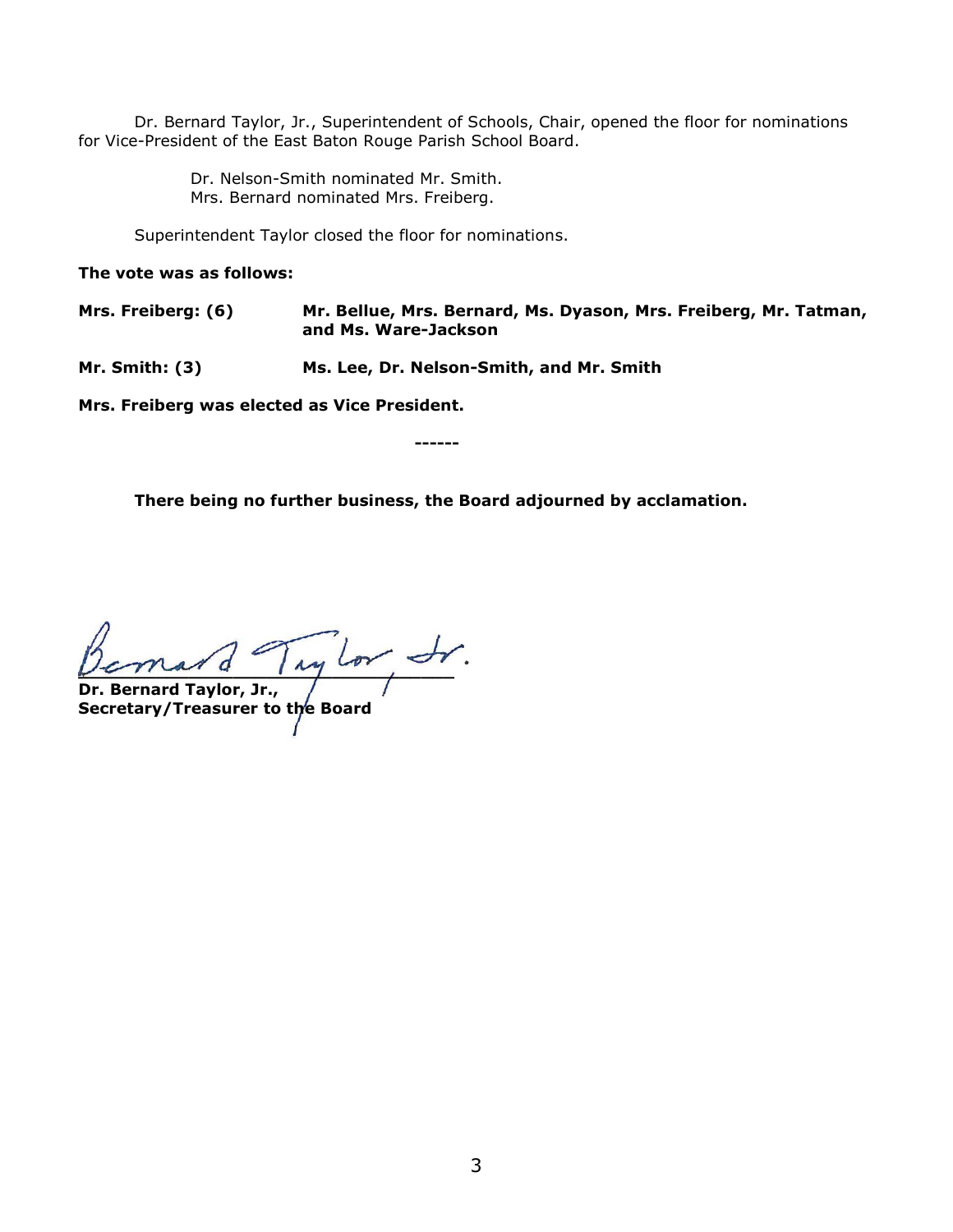Dr. Bernard Taylor, Jr., Superintendent of Schools, Chair, opened the floor for nominations for Vice-President of the East Baton Rouge Parish School Board.

Dr. Nelson-Smith nominated Mr. Smith.
Mrs. Bernard nominated Mrs. Freiberg.

Superintendent Taylor closed the floor for nominations.

**The vote was as follows:**

**Mrs. Freiberg: (6)** **Mr. Bellue, Mrs. Bernard, Ms. Dyason, Mrs. Freiberg, Mr. Tatman, and Ms. Ware-Jackson**

**Mr. Smith: (3)** **Ms. Lee, Dr. Nelson-Smith, and Mr. Smith**

**Mrs. Freiberg was elected as Vice President.**

------

**There being no further business, the Board adjourned by acclamation.**

**Dr. Bernard Taylor, Jr.,**
**Secretary/Treasurer to the Board**